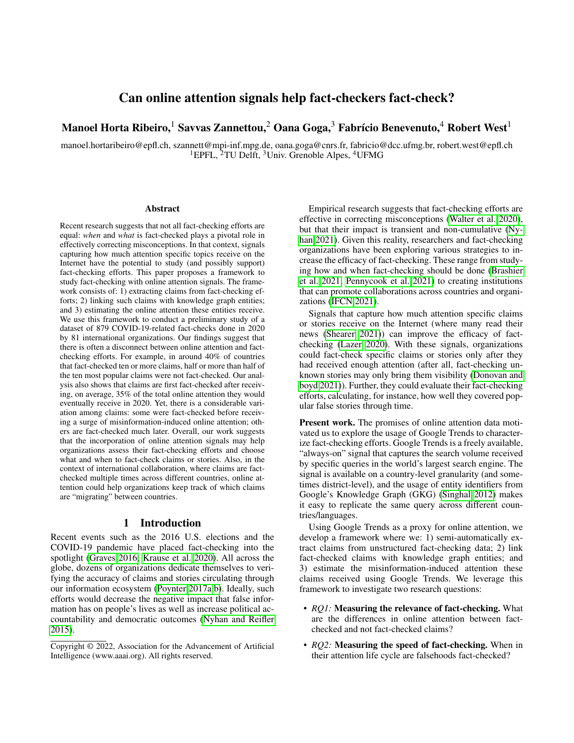# Can online attention signals help fact-checkers fact-check?

**Manoel Horta Ribeiro,[1] Savvas Zannettou,[2] Oana Goga,[3] Fabrício Benevenuto,[4] Robert West[1]**

manoel.hortaribeiro@epfl.ch, szannett@mpi-inf.mpg.de, oana.goga@cnrs.fr, fabricio@dcc.ufmg.br, robert.west@epfl.ch
[1]EPFL, [2]TU Delft, [3]Univ. Grenoble Alpes, [4]UFMG

## Abstract

Recent research suggests that not all fact-checking efforts are equal: *when* and *what* is fact-checked plays a pivotal role in effectively correcting misconceptions. In that context, signals capturing how much attention specific topics receive on the Internet have the potential to study (and possibly support) fact-checking efforts. This paper proposes a framework to study fact-checking with online attention signals. The framework consists of: 1) extracting claims from fact-checking efforts; 2) linking such claims with knowledge graph entities; and 3) estimating the online attention these entities receive. We use this framework to conduct a preliminary study of a dataset of 879 COVID-19-related fact-checks done in 2020 by 81 international organizations. Our findings suggest that there is often a disconnect between online attention and fact-checking efforts. For example, in around 40% of countries that fact-checked ten or more claims, half or more than half of the ten most popular claims were not fact-checked. Our analysis also shows that claims are first fact-checked after receiving, on average, 35% of the total online attention they would eventually receive in 2020. Yet, there is a considerable variation among claims: some were fact-checked before receiving a surge of misinformation-induced online attention; others are fact-checked much later. Overall, our work suggests that the incorporation of online attention signals may help organizations assess their fact-checking efforts and choose what and when to fact-check claims or stories. Also, in the context of international collaboration, where claims are fact-checked multiple times across different countries, online attention could help organizations keep track of which claims are "migrating" between countries.

## 1 Introduction

Recent events such as the 2016 U.S. elections and the COVID-19 pandemic have placed fact-checking into the spotlight (Graves 2016; Krause et al. 2020). All across the globe, dozens of organizations dedicate themselves to verifying the accuracy of claims and stories circulating through our information ecosystem (Poynter 2017a,b). Ideally, such efforts would decrease the negative impact that false information has on people's lives as well as increase political accountability and democratic outcomes (Nyhan and Reifler 2015).

Empirical research suggests that fact-checking efforts are effective in correcting misconceptions (Walter et al. 2020), but that their impact is transient and non-cumulative (Nyhan 2021). Given this reality, researchers and fact-checking organizations have been exploring various strategies to increase the efficacy of fact-checking. These range from studying how and when fact-checking should be done (Brashier et al. 2021; Pennycook et al. 2021) to creating institutions that can promote collaborations across countries and organizations (IFCN 2021).

Signals that capture how much attention specific claims or stories receive on the Internet (where many read their news (Shearer 2021)) can improve the efficacy of fact-checking (Lazer 2020). With these signals, organizations could fact-check specific claims or stories only after they had received enough attention (after all, fact-checking unknown stories may only bring them visibility (Donovan and boyd 2021)). Further, they could evaluate their fact-checking efforts, calculating, for instance, how well they covered popular false stories through time.

**Present work.** The promises of online attention data motivated us to explore the usage of Google Trends to characterize fact-checking efforts. Google Trends is a freely available, "always-on" signal that captures the search volume received by specific queries in the world's largest search engine. The signal is available on a country-level granularity (and sometimes district-level), and the usage of entity identifiers from Google's Knowledge Graph (GKG) (Singhal 2012) makes it easy to replicate the same query across different countries/languages.

Using Google Trends as a proxy for online attention, we develop a framework where we: 1) semi-automatically extract claims from unstructured fact-checking data; 2) link fact-checked claims with knowledge graph entities; and 3) estimate the misinformation-induced attention these claims received using Google Trends. We leverage this framework to investigate two research questions:

- *RQ1:* **Measuring the relevance of fact-checking.** What are the differences in online attention between fact-checked and not fact-checked claims?
- *RQ2:* **Measuring the speed of fact-checking.** When in their attention life cycle are falsehoods fact-checked?

Copyright © 2022, Association for the Advancement of Artificial Intelligence (www.aaai.org). All rights reserved.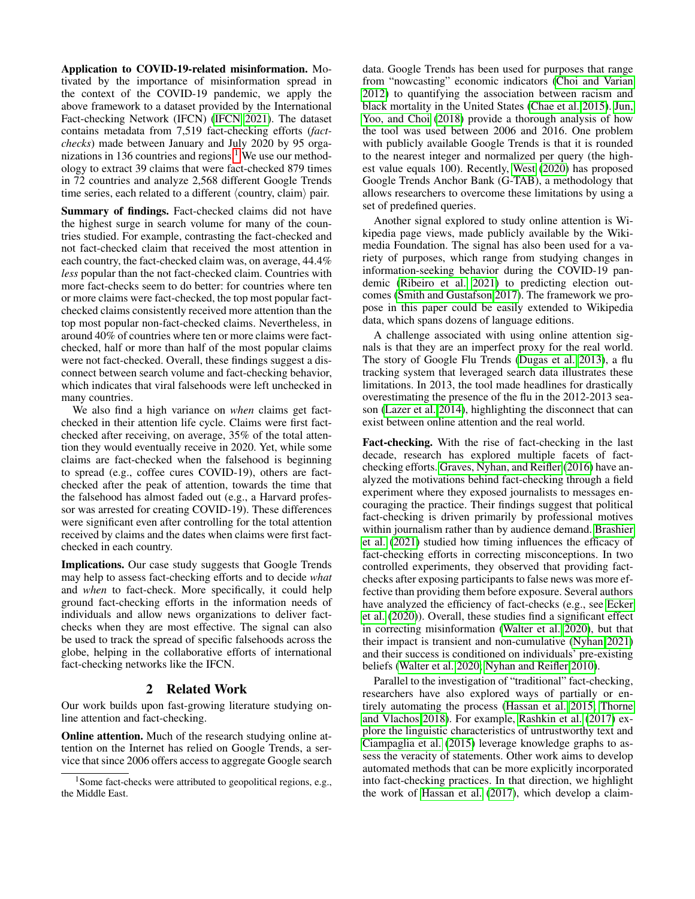**Application to COVID-19-related misinformation.** Motivated by the importance of misinformation spread in the context of the COVID-19 pandemic, we apply the above framework to a dataset provided by the International Fact-checking Network (IFCN) (IFCN 2021). The dataset contains metadata from 7,519 fact-checking efforts (*fact-checks*) made between January and July 2020 by 95 organizations in 136 countries and regions.[1] We use our methodology to extract 39 claims that were fact-checked 879 times in 72 countries and analyze 2,568 different Google Trends time series, each related to a different $\langle$country, claim$\rangle$ pair.

**Summary of findings.** Fact-checked claims did not have the highest surge in search volume for many of the countries studied. For example, contrasting the fact-checked and not fact-checked claim that received the most attention in each country, the fact-checked claim was, on average, 44.4% *less* popular than the not fact-checked claim. Countries with more fact-checks seem to do better: for countries where ten or more claims were fact-checked, the top most popular fact-checked claims consistently received more attention than the top most popular non-fact-checked claims. Nevertheless, in around 40% of countries where ten or more claims were fact-checked, half or more than half of the most popular claims were not fact-checked. Overall, these findings suggest a disconnect between search volume and fact-checking behavior, which indicates that viral falsehoods were left unchecked in many countries.

We also find a high variance on *when* claims get fact-checked in their attention life cycle. Claims were first fact-checked after receiving, on average, 35% of the total attention they would eventually receive in 2020. Yet, while some claims are fact-checked when the falsehood is beginning to spread (e.g., coffee cures COVID-19), others are fact-checked after the peak of attention, towards the time that the falsehood has almost faded out (e.g., a Harvard professor was arrested for creating COVID-19). These differences were significant even after controlling for the total attention received by claims and the dates when claims were first fact-checked in each country.

**Implications.** Our case study suggests that Google Trends may help to assess fact-checking efforts and to decide *what* and *when* to fact-check. More specifically, it could help ground fact-checking efforts in the information needs of individuals and allow news organizations to deliver fact-checks when they are most effective. The signal can also be used to track the spread of specific falsehoods across the globe, helping in the collaborative efforts of international fact-checking networks like the IFCN.

## 2 Related Work

Our work builds upon fast-growing literature studying online attention and fact-checking.

**Online attention.** Much of the research studying online attention on the Internet has relied on Google Trends, a service that since 2006 offers access to aggregate Google search data. Google Trends has been used for purposes that range from "nowcasting" economic indicators (Choi and Varian 2012) to quantifying the association between racism and black mortality in the United States (Chae et al. 2015). Jun, Yoo, and Choi (2018) provide a thorough analysis of how the tool was used between 2006 and 2016. One problem with publicly available Google Trends is that it is rounded to the nearest integer and normalized per query (the highest value equals 100). Recently, West (2020) has proposed Google Trends Anchor Bank (G-TAB), a methodology that allows researchers to overcome these limitations by using a set of predefined queries.

Another signal explored to study online attention is Wikipedia page views, made publicly available by the Wikimedia Foundation. The signal has also been used for a variety of purposes, which range from studying changes in information-seeking behavior during the COVID-19 pandemic (Ribeiro et al. 2021) to predicting election outcomes (Smith and Gustafson 2017). The framework we propose in this paper could be easily extended to Wikipedia data, which spans dozens of language editions.

A challenge associated with using online attention signals is that they are an imperfect proxy for the real world. The story of Google Flu Trends (Dugas et al. 2013), a flu tracking system that leveraged search data illustrates these limitations. In 2013, the tool made headlines for drastically overestimating the presence of the flu in the 2012-2013 season (Lazer et al. 2014), highlighting the disconnect that can exist between online attention and the real world.

**Fact-checking.** With the rise of fact-checking in the last decade, research has explored multiple facets of fact-checking efforts. Graves, Nyhan, and Reifler (2016) have analyzed the motivations behind fact-checking through a field experiment where they exposed journalists to messages encouraging the practice. Their findings suggest that political fact-checking is driven primarily by professional motives within journalism rather than by audience demand. Brashier et al. (2021) studied how timing influences the efficacy of fact-checking efforts in correcting misconceptions. In two controlled experiments, they observed that providing fact-checks after exposing participants to false news was more effective than providing them before exposure. Several authors have analyzed the efficiency of fact-checks (e.g., see Ecker et al. (2020)). Overall, these studies find a significant effect in correcting misinformation (Walter et al. 2020), but that their impact is transient and non-cumulative (Nyhan 2021) and their success is conditioned on individuals' pre-existing beliefs (Walter et al. 2020; Nyhan and Reifler 2010).

Parallel to the investigation of "traditional" fact-checking, researchers have also explored ways of partially or entirely automating the process (Hassan et al. 2015; Thorne and Vlachos 2018). For example, Rashkin et al. (2017) explore the linguistic characteristics of untrustworthy text and Ciampaglia et al. (2015) leverage knowledge graphs to assess the veracity of statements. Other work aims to develop automated methods that can be more explicitly incorporated into fact-checking practices. In that direction, we highlight the work of Hassan et al. (2017), which develop a claim-

[1] Some fact-checks were attributed to geopolitical regions, e.g., the Middle East.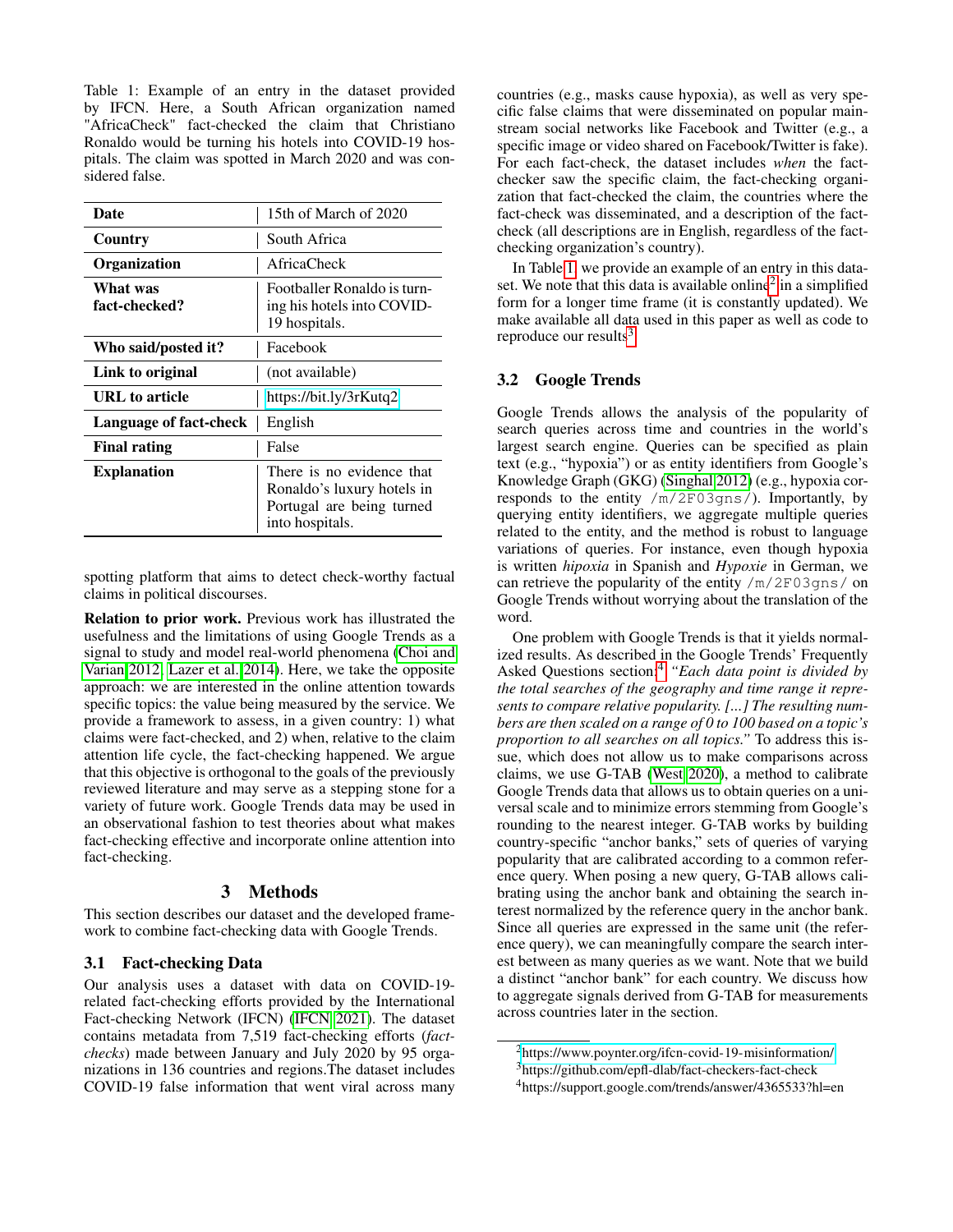Table 1: Example of an entry in the dataset provided by IFCN. Here, a South African organization named "AfricaCheck" fact-checked the claim that Christiano Ronaldo would be turning his hotels into COVID-19 hospitals. The claim was spotted in March 2020 and was considered false.

| | |
|---|---|
| **Date** | 15th of March of 2020 |
| **Country** | South Africa |
| **Organization** | AfricaCheck |
| **What was fact-checked?** | Footballer Ronaldo is turning his hotels into COVID-19 hospitals. |
| **Who said/posted it?** | Facebook |
| **Link to original** | (not available) |
| **URL to article** | https://bit.ly/3rKutq2 |
| **Language of fact-check** | English |
| **Final rating** | False |
| **Explanation** | There is no evidence that Ronaldo's luxury hotels in Portugal are being turned into hospitals. |

spotting platform that aims to detect check-worthy factual claims in political discourses.

**Relation to prior work.** Previous work has illustrated the usefulness and the limitations of using Google Trends as a signal to study and model real-world phenomena (Choi and Varian 2012; Lazer et al. 2014). Here, we take the opposite approach: we are interested in the online attention towards specific topics: the value being measured by the service. We provide a framework to assess, in a given country: 1) what claims were fact-checked, and 2) when, relative to the claim attention life cycle, the fact-checking happened. We argue that this objective is orthogonal to the goals of the previously reviewed literature and may serve as a stepping stone for a variety of future work. Google Trends data may be used in an observational fashion to test theories about what makes fact-checking effective and incorporate online attention into fact-checking.

## 3 Methods

This section describes our dataset and the developed framework to combine fact-checking data with Google Trends.

### 3.1 Fact-checking Data

Our analysis uses a dataset with data on COVID-19-related fact-checking efforts provided by the International Fact-checking Network (IFCN) (IFCN 2021). The dataset contains metadata from 7,519 fact-checking efforts (*fact-checks*) made between January and July 2020 by 95 organizations in 136 countries and regions.The dataset includes COVID-19 false information that went viral across many countries (e.g., masks cause hypoxia), as well as very specific false claims that were disseminated on popular mainstream social networks like Facebook and Twitter (e.g., a specific image or video shared on Facebook/Twitter is fake). For each fact-check, the dataset includes *when* the fact-checker saw the specific claim, the fact-checking organization that fact-checked the claim, the countries where the fact-check was disseminated, and a description of the fact-check (all descriptions are in English, regardless of the fact-checking organization's country).

In Table 1, we provide an example of an entry in this dataset. We note that this data is available online[2] in a simplified form for a longer time frame (it is constantly updated). We make available all data used in this paper as well as code to reproduce our results[3].

### 3.2 Google Trends

Google Trends allows the analysis of the popularity of search queries across time and countries in the world's largest search engine. Queries can be specified as plain text (e.g., "hypoxia") or as entity identifiers from Google's Knowledge Graph (GKG) (Singhal 2012) (e.g., hypoxia corresponds to the entity `/m/2F03gns/`). Importantly, by querying entity identifiers, we aggregate multiple queries related to the entity, and the method is robust to language variations of queries. For instance, even though hypoxia is written *hipoxia* in Spanish and *Hypoxie* in German, we can retrieve the popularity of the entity `/m/2F03gns/` on Google Trends without worrying about the translation of the word.

One problem with Google Trends is that it yields normalized results. As described in the Google Trends' Frequently Asked Questions section,[4] *"Each data point is divided by the total searches of the geography and time range it represents to compare relative popularity. [...] The resulting numbers are then scaled on a range of 0 to 100 based on a topic's proportion to all searches on all topics."* To address this issue, which does not allow us to make comparisons across claims, we use G-TAB (West 2020), a method to calibrate Google Trends data that allows us to obtain queries on a universal scale and to minimize errors stemming from Google's rounding to the nearest integer. G-TAB works by building country-specific "anchor banks," sets of queries of varying popularity that are calibrated according to a common reference query. When posing a new query, G-TAB allows calibrating using the anchor bank and obtaining the search interest normalized by the reference query in the anchor bank. Since all queries are expressed in the same unit (the reference query), we can meaningfully compare the search interest between as many queries as we want. Note that we build a distinct "anchor bank" for each country. We discuss how to aggregate signals derived from G-TAB for measurements across countries later in the section.

[2] https://www.poynter.org/ifcn-covid-19-misinformation/

[3] https://github.com/epfl-dlab/fact-checkers-fact-check

[4] https://support.google.com/trends/answer/4365533?hl=en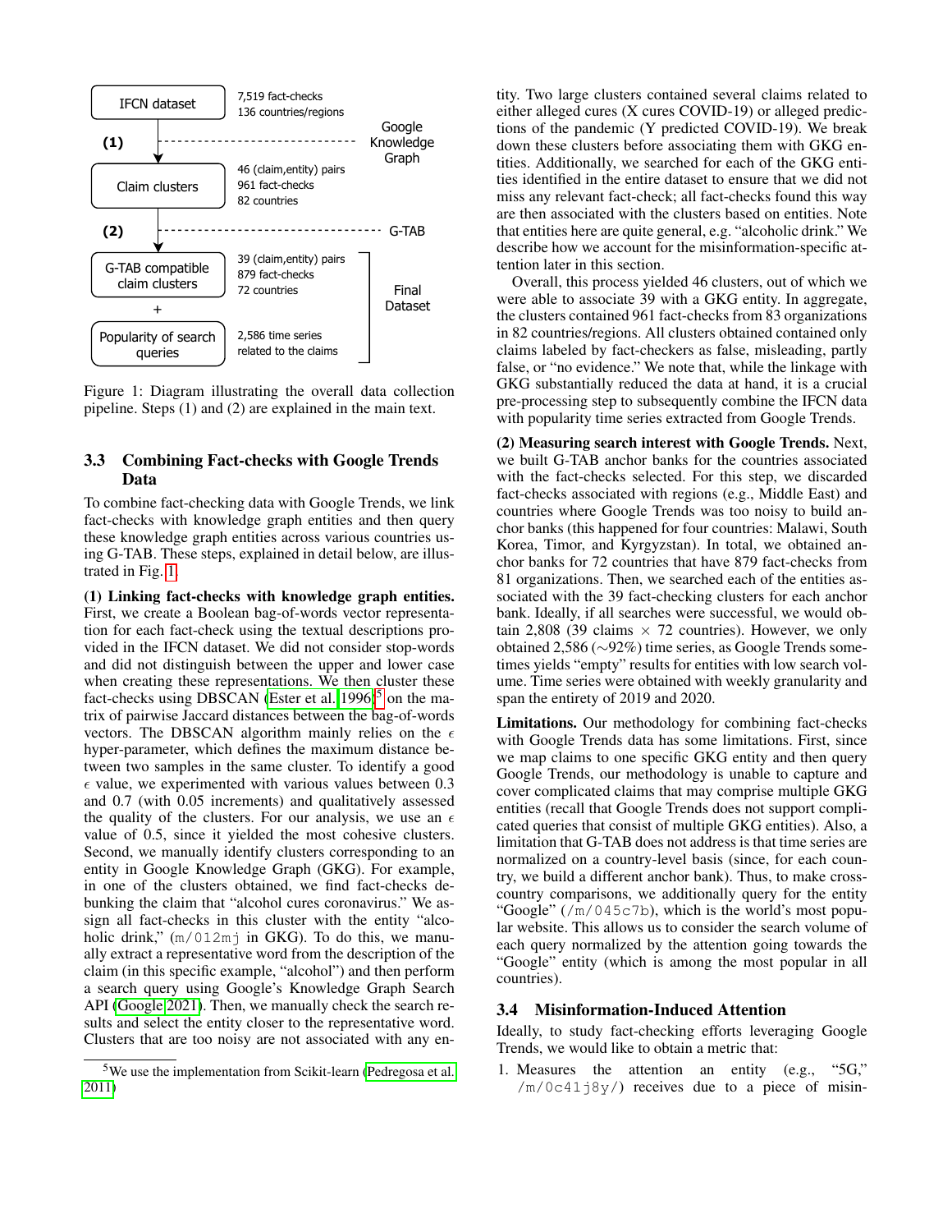IFCN dataset — 7,519 fact-checks, 136 countries/regions

(1) — Google Knowledge Graph

Claim clusters — 46 (claim,entity) pairs, 961 fact-checks, 82 countries

(2) — G-TAB

G-TAB compatible claim clusters — 39 (claim,entity) pairs, 879 fact-checks, 72 countries

+

Popularity of search queries — 2,586 time series related to the claims

Final Dataset

Figure 1: Diagram illustrating the overall data collection pipeline. Steps (1) and (2) are explained in the main text.

### 3.3 Combining Fact-checks with Google Trends Data

To combine fact-checking data with Google Trends, we link fact-checks with knowledge graph entities and then query these knowledge graph entities across various countries using G-TAB. These steps, explained in detail below, are illustrated in Fig. 1.

**(1) Linking fact-checks with knowledge graph entities.** First, we create a Boolean bag-of-words vector representation for each fact-check using the textual descriptions provided in the IFCN dataset. We did not consider stop-words and did not distinguish between the upper and lower case when creating these representations. We then cluster these fact-checks using DBSCAN (Ester et al. 1996)[5] on the matrix of pairwise Jaccard distances between the bag-of-words vectors. The DBSCAN algorithm mainly relies on the $\epsilon$ hyper-parameter, which defines the maximum distance between two samples in the same cluster. To identify a good $\epsilon$ value, we experimented with various values between 0.3 and 0.7 (with 0.05 increments) and qualitatively assessed the quality of the clusters. For our analysis, we use an $\epsilon$ value of 0.5, since it yielded the most cohesive clusters. Second, we manually identify clusters corresponding to an entity in Google Knowledge Graph (GKG). For example, in one of the clusters obtained, we find fact-checks debunking the claim that "alcohol cures coronavirus." We assign all fact-checks in this cluster with the entity "alcoholic drink," (`m/012mj` in GKG). To do this, we manually extract a representative word from the description of the claim (in this specific example, "alcohol") and then perform a search query using Google's Knowledge Graph Search API (Google 2021). Then, we manually check the search results and select the entity closer to the representative word. Clusters that are too noisy are not associated with any entity. Two large clusters contained several claims related to either alleged cures (X cures COVID-19) or alleged predictions of the pandemic (Y predicted COVID-19). We break down these clusters before associating them with GKG entities. Additionally, we searched for each of the GKG entities identified in the entire dataset to ensure that we did not miss any relevant fact-check; all fact-checks found this way are then associated with the clusters based on entities. Note that entities here are quite general, e.g. "alcoholic drink." We describe how we account for the misinformation-specific attention later in this section.

[5] We use the implementation from Scikit-learn (Pedregosa et al. 2011)

Overall, this process yielded 46 clusters, out of which we were able to associate 39 with a GKG entity. In aggregate, the clusters contained 961 fact-checks from 83 organizations in 82 countries/regions. All clusters obtained contained only claims labeled by fact-checkers as false, misleading, partly false, or "no evidence." We note that, while the linkage with GKG substantially reduced the data at hand, it is a crucial pre-processing step to subsequently combine the IFCN data with popularity time series extracted from Google Trends.

**(2) Measuring search interest with Google Trends.** Next, we built G-TAB anchor banks for the countries associated with the fact-checks selected. For this step, we discarded fact-checks associated with regions (e.g., Middle East) and countries where Google Trends was too noisy to build anchor banks (this happened for four countries: Malawi, South Korea, Timor, and Kyrgyzstan). In total, we obtained anchor banks for 72 countries that have 879 fact-checks from 81 organizations. Then, we searched each of the entities associated with the 39 fact-checking clusters for each anchor bank. Ideally, if all searches were successful, we would obtain 2,808 (39 claims $\times$ 72 countries). However, we only obtained 2,586 ($\sim$92%) time series, as Google Trends sometimes yields "empty" results for entities with low search volume. Time series were obtained with weekly granularity and span the entirety of 2019 and 2020.

**Limitations.** Our methodology for combining fact-checks with Google Trends data has some limitations. First, since we map claims to one specific GKG entity and then query Google Trends, our methodology is unable to capture and cover complicated claims that may comprise multiple GKG entities (recall that Google Trends does not support complicated queries that consist of multiple GKG entities). Also, a limitation that G-TAB does not address is that time series are normalized on a country-level basis (since, for each country, we build a different anchor bank). Thus, to make cross-country comparisons, we additionally query for the entity "Google" (`/m/045c7b`), which is the world's most popular website. This allows us to consider the search volume of each query normalized by the attention going towards the "Google" entity (which is among the most popular in all countries).

### 3.4 Misinformation-Induced Attention

Ideally, to study fact-checking efforts leveraging Google Trends, we would like to obtain a metric that:

1. Measures the attention an entity (e.g., "5G," `/m/0c41j8y/`) receives due to a piece of misin-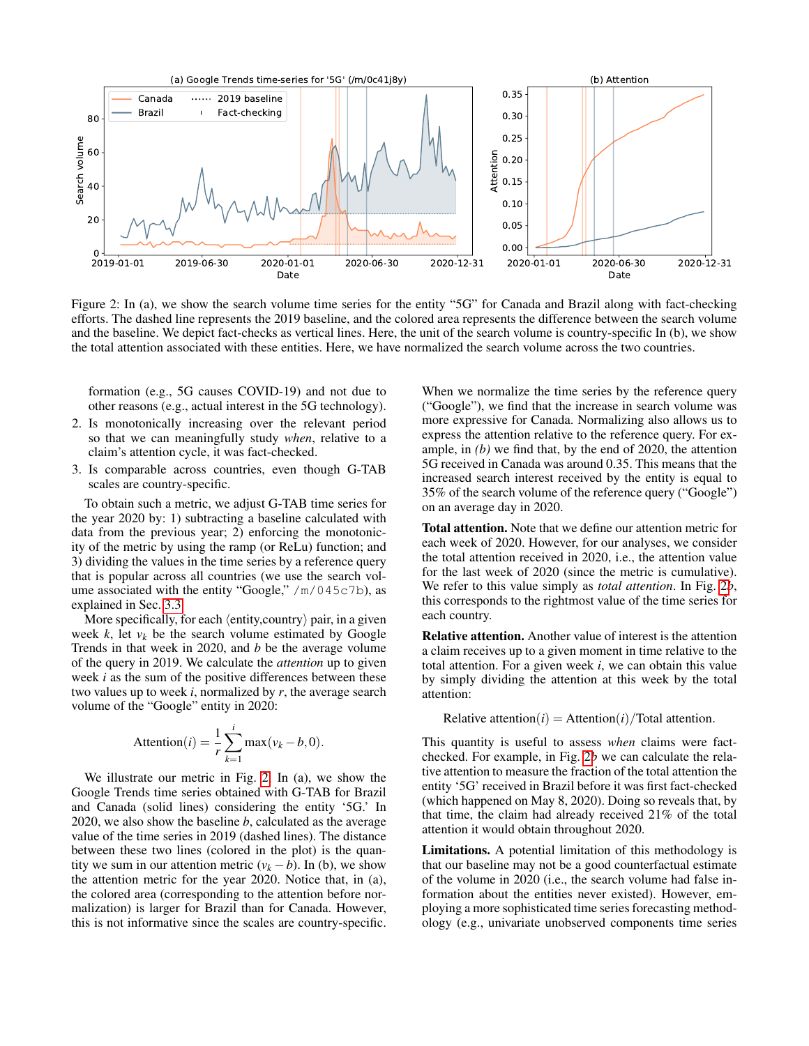Figure 2: In (a), we show the search volume time series for the entity "5G" for Canada and Brazil along with fact-checking efforts. The dashed line represents the 2019 baseline, and the colored area represents the difference between the search volume and the baseline. We depict fact-checks as vertical lines. Here, the unit of the search volume is country-specific In (b), we show the total attention associated with these entities. Here, we have normalized the search volume across the two countries.

formation (e.g., 5G causes COVID-19) and not due to other reasons (e.g., actual interest in the 5G technology).

2. Is monotonically increasing over the relevant period so that we can meaningfully study *when*, relative to a claim's attention cycle, it was fact-checked.
3. Is comparable across countries, even though G-TAB scales are country-specific.

To obtain such a metric, we adjust G-TAB time series for the year 2020 by: 1) subtracting a baseline calculated with data from the previous year; 2) enforcing the monotonicity of the metric by using the ramp (or ReLu) function; and 3) dividing the values in the time series by a reference query that is popular across all countries (we use the search volume associated with the entity "Google," `/m/045c7b`), as explained in Sec. 3.3.

More specifically, for each ⟨entity,country⟩ pair, in a given week $k$, let $v_k$ be the search volume estimated by Google Trends in that week in 2020, and $b$ be the average volume of the query in 2019. We calculate the *attention* up to given week $i$ as the sum of the positive differences between these two values up to week $i$, normalized by $r$, the average search volume of the "Google" entity in 2020:

$$\text{Attention}(i) = \frac{1}{r}\sum_{k=1}^{i}\max(v_k - b, 0).$$

We illustrate our metric in Fig. 2. In (a), we show the Google Trends time series obtained with G-TAB for Brazil and Canada (solid lines) considering the entity '5G.' In 2020, we also show the baseline $b$, calculated as the average value of the time series in 2019 (dashed lines). The distance between these two lines (colored in the plot) is the quantity we sum in our attention metric ($v_k - b$). In (b), we show the attention metric for the year 2020. Notice that, in (a), the colored area (corresponding to the attention before normalization) is larger for Brazil than for Canada. However, this is not informative since the scales are country-specific. When we normalize the time series by the reference query ("Google"), we find that the increase in search volume was more expressive for Canada. Normalizing also allows us to express the attention relative to the reference query. For example, in *(b)* we find that, by the end of 2020, the attention 5G received in Canada was around 0.35. This means that the increased search interest received by the entity is equal to 35% of the search volume of the reference query ("Google") on an average day in 2020.

**Total attention.** Note that we define our attention metric for each week of 2020. However, for our analyses, we consider the total attention received in 2020, i.e., the attention value for the last week of 2020 (since the metric is cumulative). We refer to this value simply as *total attention*. In Fig. 2b, this corresponds to the rightmost value of the time series for each country.

**Relative attention.** Another value of interest is the attention a claim receives up to a given moment in time relative to the total attention. For a given week $i$, we can obtain this value by simply dividing the attention at this week by the total attention:

$$\text{Relative attention}(i) = \text{Attention}(i)/\text{Total attention}.$$

This quantity is useful to assess *when* claims were fact-checked. For example, in Fig. 2b we can calculate the relative attention to measure the fraction of the total attention the entity '5G' received in Brazil before it was first fact-checked (which happened on May 8, 2020). Doing so reveals that, by that time, the claim had already received 21% of the total attention it would obtain throughout 2020.

**Limitations.** A potential limitation of this methodology is that our baseline may not be a good counterfactual estimate of the volume in 2020 (i.e., the search volume had false information about the entities never existed). However, employing a more sophisticated time series forecasting methodology (e.g., univariate unobserved components time series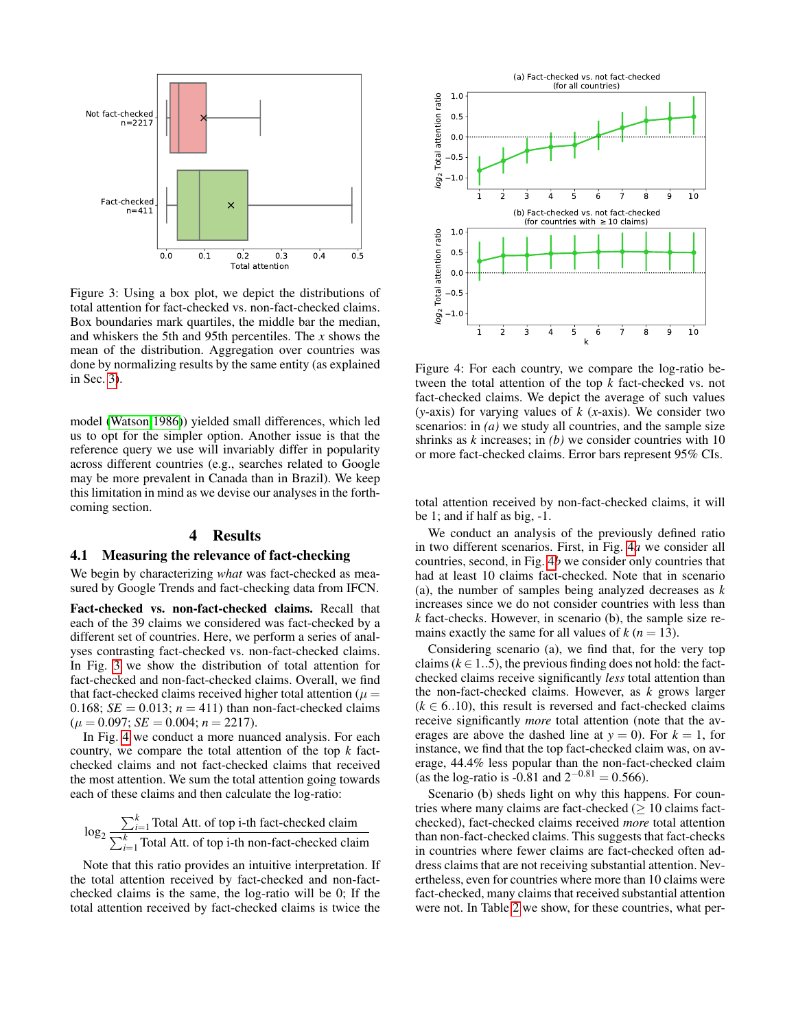Figure 3: Using a box plot, we depict the distributions of total attention for fact-checked vs. non-fact-checked claims. Box boundaries mark quartiles, the middle bar the median, and whiskers the 5th and 95th percentiles. The $x$ shows the mean of the distribution. Aggregation over countries was done by normalizing results by the same entity (as explained in Sec. 3).

model (Watson 1986)) yielded small differences, which led us to opt for the simpler option. Another issue is that the reference query we use will invariably differ in popularity across different countries (e.g., searches related to Google may be more prevalent in Canada than in Brazil). We keep this limitation in mind as we devise our analyses in the forthcoming section.

# 4 Results

## 4.1 Measuring the relevance of fact-checking

We begin by characterizing *what* was fact-checked as measured by Google Trends and fact-checking data from IFCN.

**Fact-checked vs. non-fact-checked claims.** Recall that each of the 39 claims we considered was fact-checked by a different set of countries. Here, we perform a series of analyses contrasting fact-checked vs. non-fact-checked claims. In Fig. 3 we show the distribution of total attention for fact-checked and non-fact-checked claims. Overall, we find that fact-checked claims received higher total attention ($\mu = 0.168$; $SE = 0.013$; $n = 411$) than non-fact-checked claims ($\mu = 0.097$; $SE = 0.004$; $n = 2217$).

In Fig. 4 we conduct a more nuanced analysis. For each country, we compare the total attention of the top $k$ fact-checked claims and not fact-checked claims that received the most attention. We sum the total attention going towards each of these claims and then calculate the log-ratio:

$$\log_2 \frac{\sum_{i=1}^{k} \text{Total Att. of top i-th fact-checked claim}}{\sum_{i=1}^{k} \text{Total Att. of top i-th non-fact-checked claim}}$$

Note that this ratio provides an intuitive interpretation. If the total attention received by fact-checked and non-fact-checked claims is the same, the log-ratio will be 0; If the total attention received by fact-checked claims is twice the total attention received by non-fact-checked claims, it will be 1; and if half as big, -1.

Figure 4: For each country, we compare the log-ratio between the total attention of the top $k$ fact-checked vs. not fact-checked claims. We depict the average of such values ($y$-axis) for varying values of $k$ ($x$-axis). We consider two scenarios: in *(a)* we study all countries, and the sample size shrinks as $k$ increases; in *(b)* we consider countries with 10 or more fact-checked claims. Error bars represent 95% CIs.

We conduct an analysis of the previously defined ratio in two different scenarios. First, in Fig. 4*a* we consider all countries, second, in Fig. 4*b* we consider only countries that had at least 10 claims fact-checked. Note that in scenario (a), the number of samples being analyzed decreases as $k$ increases since we do not consider countries with less than $k$ fact-checks. However, in scenario (b), the sample size remains exactly the same for all values of $k$ ($n = 13$).

Considering scenario (a), we find that, for the very top claims ($k \in 1..5$), the previous finding does not hold: the fact-checked claims receive significantly *less* total attention than the non-fact-checked claims. However, as $k$ grows larger ($k \in 6..10$), this result is reversed and fact-checked claims receive significantly *more* total attention (note that the averages are above the dashed line at $y = 0$). For $k = 1$, for instance, we find that the top fact-checked claim was, on average, 44.4% less popular than the non-fact-checked claim (as the log-ratio is -0.81 and $2^{-0.81} = 0.566$).

Scenario (b) sheds light on why this happens. For countries where many claims are fact-checked ($\geq$ 10 claims fact-checked), fact-checked claims received *more* total attention than non-fact-checked claims. This suggests that fact-checks in countries where fewer claims are fact-checked often address claims that are not receiving substantial attention. Nevertheless, even for countries where more than 10 claims were fact-checked, many claims that received substantial attention were not. In Table 2 we show, for these countries, what per-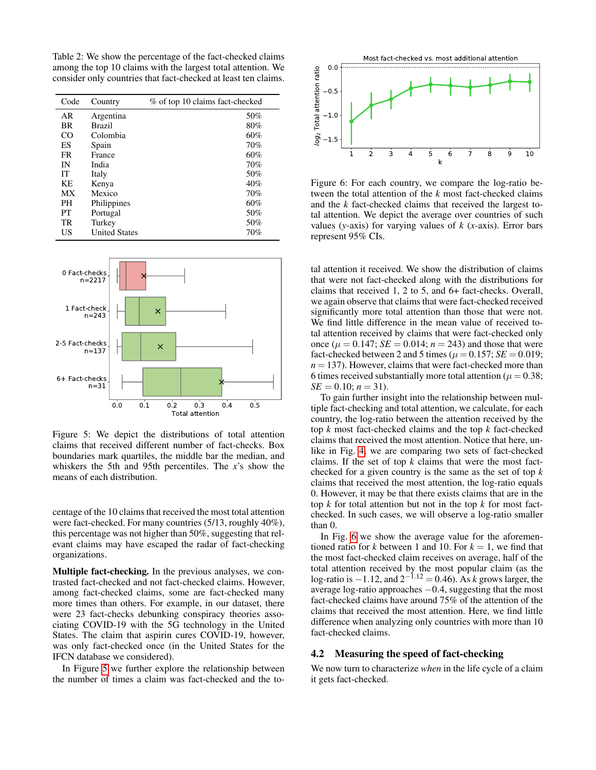Table 2: We show the percentage of the fact-checked claims among the top 10 claims with the largest total attention. We consider only countries that fact-checked at least ten claims.

| Code | Country | % of top 10 claims fact-checked |
|---|---|---|
| AR | Argentina | 50% |
| BR | Brazil | 80% |
| CO | Colombia | 60% |
| ES | Spain | 70% |
| FR | France | 60% |
| IN | India | 70% |
| IT | Italy | 50% |
| KE | Kenya | 40% |
| MX | Mexico | 70% |
| PH | Philippines | 60% |
| PT | Portugal | 50% |
| TR | Turkey | 50% |
| US | United States | 70% |

Figure 5: We depict the distributions of total attention claims that received different number of fact-checks. Box boundaries mark quartiles, the middle bar the median, and whiskers the 5th and 95th percentiles. The $x$'s show the means of each distribution.

centage of the 10 claims that received the most total attention were fact-checked. For many countries (5/13, roughly 40%), this percentage was not higher than 50%, suggesting that relevant claims may have escaped the radar of fact-checking organizations.

**Multiple fact-checking.** In the previous analyses, we contrasted fact-checked and not fact-checked claims. However, among fact-checked claims, some are fact-checked many more times than others. For example, in our dataset, there were 23 fact-checks debunking conspiracy theories associating COVID-19 with the 5G technology in the United States. The claim that aspirin cures COVID-19, however, was only fact-checked once (in the United States for the IFCN database we considered).

In Figure 5 we further explore the relationship between the number of times a claim was fact-checked and the total attention it received. We show the distribution of claims that were not fact-checked along with the distributions for claims that received 1, 2 to 5, and 6+ fact-checks. Overall, we again observe that claims that were fact-checked received significantly more total attention than those that were not. We find little difference in the mean value of received total attention received by claims that were fact-checked only once ($\mu = 0.147$; $SE = 0.014$; $n = 243$) and those that were fact-checked between 2 and 5 times ($\mu = 0.157$; $SE = 0.019$; $n = 137$). However, claims that were fact-checked more than 6 times received substantially more total attention ($\mu = 0.38$; $SE = 0.10$; $n = 31$).

Figure 6: For each country, we compare the log-ratio between the total attention of the $k$ most fact-checked claims and the $k$ fact-checked claims that received the largest total attention. We depict the average over countries of such values ($y$-axis) for varying values of $k$ ($x$-axis). Error bars represent 95% CIs.

To gain further insight into the relationship between multiple fact-checking and total attention, we calculate, for each country, the log-ratio between the attention received by the top $k$ most fact-checked claims and the top $k$ fact-checked claims that received the most attention. Notice that here, unlike in Fig. 4, we are comparing two sets of fact-checked claims. If the set of top $k$ claims that were the most fact-checked for a given country is the same as the set of top $k$ claims that received the most attention, the log-ratio equals 0. However, it may be that there exists claims that are in the top $k$ for total attention but not in the top $k$ for most fact-checked. In such cases, we will observe a log-ratio smaller than 0.

In Fig. 6 we show the average value for the aforementioned ratio for $k$ between 1 and 10. For $k = 1$, we find that the most fact-checked claim receives on average, half of the total attention received by the most popular claim (as the log-ratio is $-1.12$, and $2^{-1.12} = 0.46$). As $k$ grows larger, the average log-ratio approaches $-0.4$, suggesting that the most fact-checked claims have around 75% of the attention of the claims that received the most attention. Here, we find little difference when analyzing only countries with more than 10 fact-checked claims.

## 4.2 Measuring the speed of fact-checking

We now turn to characterize *when* in the life cycle of a claim it gets fact-checked.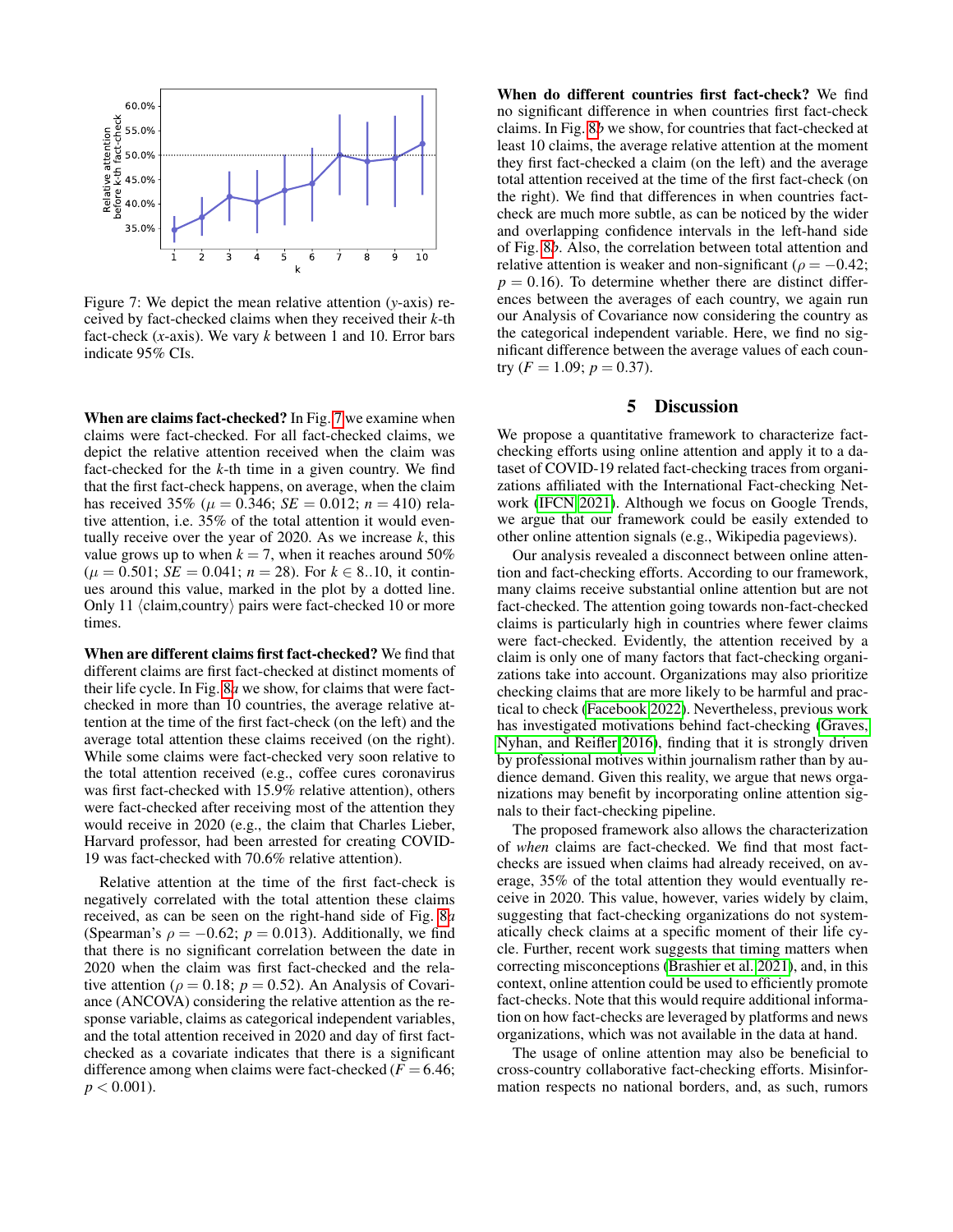Figure 7: We depict the mean relative attention ($y$-axis) received by fact-checked claims when they received their $k$-th fact-check ($x$-axis). We vary $k$ between 1 and 10. Error bars indicate 95% CIs.

**When are claims fact-checked?** In Fig. 7 we examine when claims were fact-checked. For all fact-checked claims, we depict the relative attention received when the claim was fact-checked for the $k$-th time in a given country. We find that the first fact-check happens, on average, when the claim has received 35% ($\mu = 0.346$; $SE = 0.012$; $n = 410$) relative attention, i.e. 35% of the total attention it would eventually receive over the year of 2020. As we increase $k$, this value grows up to when $k = 7$, when it reaches around 50% ($\mu = 0.501$; $SE = 0.041$; $n = 28$). For $k \in 8..10$, it continues around this value, marked in the plot by a dotted line. Only 11 $\langle$claim,country$\rangle$ pairs were fact-checked 10 or more times.

**When are different claims first fact-checked?** We find that different claims are first fact-checked at distinct moments of their life cycle. In Fig. 8*a* we show, for claims that were fact-checked in more than 10 countries, the average relative attention at the time of the first fact-check (on the left) and the average total attention these claims received (on the right). While some claims were fact-checked very soon relative to the total attention received (e.g., coffee cures coronavirus was first fact-checked with 15.9% relative attention), others were fact-checked after receiving most of the attention they would receive in 2020 (e.g., the claim that Charles Lieber, Harvard professor, had been arrested for creating COVID-19 was fact-checked with 70.6% relative attention).

Relative attention at the time of the first fact-check is negatively correlated with the total attention these claims received, as can be seen on the right-hand side of Fig. 8*a* (Spearman's $\rho = -0.62$; $p = 0.013$). Additionally, we find that there is no significant correlation between the date in 2020 when the claim was first fact-checked and the relative attention ($\rho = 0.18$; $p = 0.52$). An Analysis of Covariance (ANCOVA) considering the relative attention as the response variable, claims as categorical independent variables, and the total attention received in 2020 and day of first fact-checked as a covariate indicates that there is a significant difference among when claims were fact-checked ($F = 6.46$; $p < 0.001$).

**When do different countries first fact-check?** We find no significant difference in when countries first fact-check claims. In Fig. 8*b* we show, for countries that fact-checked at least 10 claims, the average relative attention at the moment they first fact-checked a claim (on the left) and the average total attention received at the time of the first fact-check (on the right). We find that differences in when countries fact-check are much more subtle, as can be noticed by the wider and overlapping confidence intervals in the left-hand side of Fig. 8*b*. Also, the correlation between total attention and relative attention is weaker and non-significant ($\rho = -0.42$; $p = 0.16$). To determine whether there are distinct differences between the averages of each country, we again run our Analysis of Covariance now considering the country as the categorical independent variable. Here, we find no significant difference between the average values of each country ($F = 1.09$; $p = 0.37$).

## 5 Discussion

We propose a quantitative framework to characterize fact-checking efforts using online attention and apply it to a dataset of COVID-19 related fact-checking traces from organizations affiliated with the International Fact-checking Network (IFCN 2021). Although we focus on Google Trends, we argue that our framework could be easily extended to other online attention signals (e.g., Wikipedia pageviews).

Our analysis revealed a disconnect between online attention and fact-checking efforts. According to our framework, many claims receive substantial online attention but are not fact-checked. The attention going towards non-fact-checked claims is particularly high in countries where fewer claims were fact-checked. Evidently, the attention received by a claim is only one of many factors that fact-checking organizations take into account. Organizations may also prioritize checking claims that are more likely to be harmful and practical to check (Facebook 2022). Nevertheless, previous work has investigated motivations behind fact-checking (Graves, Nyhan, and Reifler 2016), finding that it is strongly driven by professional motives within journalism rather than by audience demand. Given this reality, we argue that news organizations may benefit by incorporating online attention signals to their fact-checking pipeline.

The proposed framework also allows the characterization of *when* claims are fact-checked. We find that most fact-checks are issued when claims had already received, on average, 35% of the total attention they would eventually receive in 2020. This value, however, varies widely by claim, suggesting that fact-checking organizations do not systematically check claims at a specific moment of their life cycle. Further, recent work suggests that timing matters when correcting misconceptions (Brashier et al. 2021), and, in this context, online attention could be used to efficiently promote fact-checks. Note that this would require additional information on how fact-checks are leveraged by platforms and news organizations, which was not available in the data at hand.

The usage of online attention may also be beneficial to cross-country collaborative fact-checking efforts. Misinformation respects no national borders, and, as such, rumors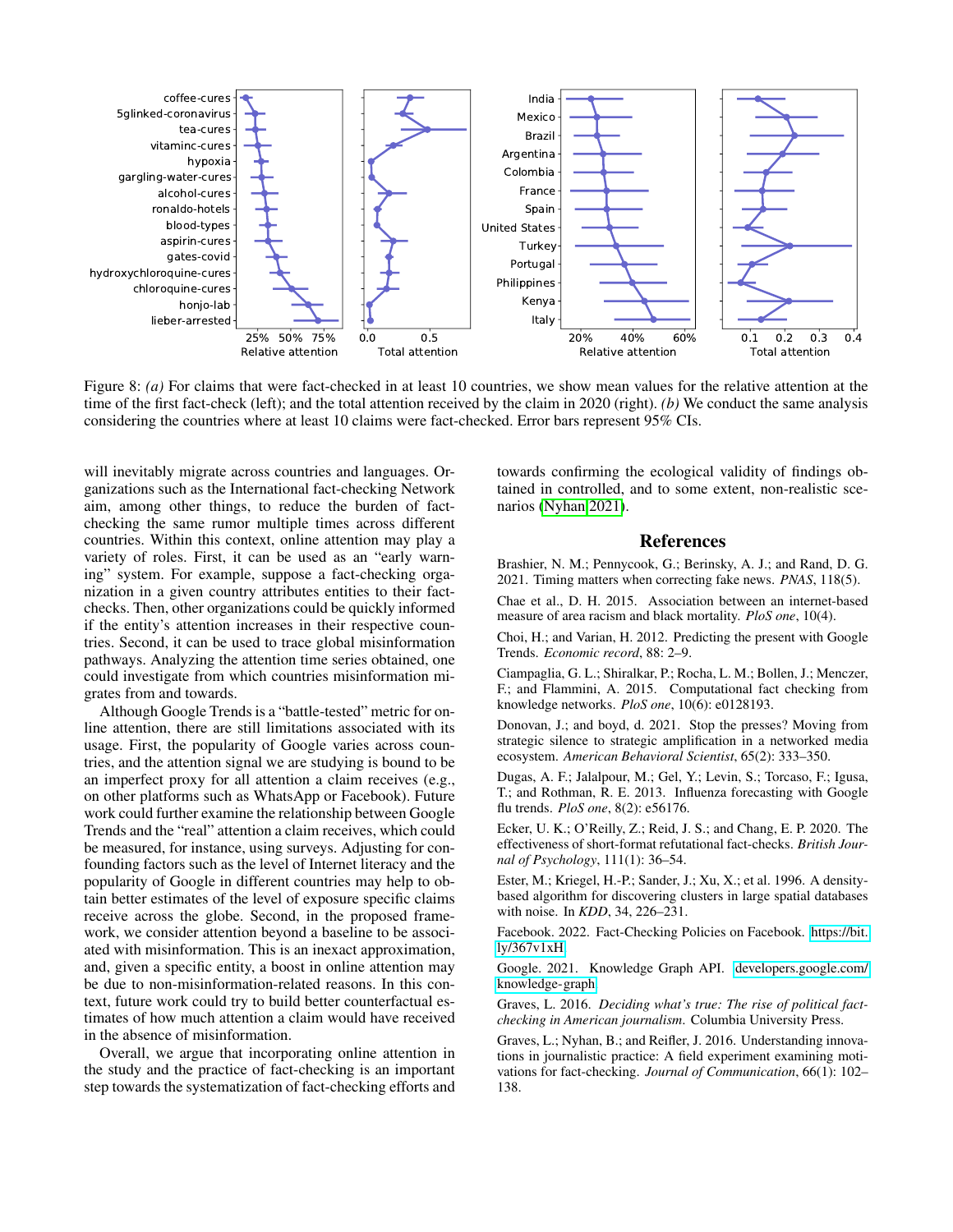Figure 8: *(a)* For claims that were fact-checked in at least 10 countries, we show mean values for the relative attention at the time of the first fact-check (left); and the total attention received by the claim in 2020 (right). *(b)* We conduct the same analysis considering the countries where at least 10 claims were fact-checked. Error bars represent 95% CIs.

will inevitably migrate across countries and languages. Organizations such as the International fact-checking Network aim, among other things, to reduce the burden of fact-checking the same rumor multiple times across different countries. Within this context, online attention may play a variety of roles. First, it can be used as an "early warning" system. For example, suppose a fact-checking organization in a given country attributes entities to their fact-checks. Then, other organizations could be quickly informed if the entity's attention increases in their respective countries. Second, it can be used to trace global misinformation pathways. Analyzing the attention time series obtained, one could investigate from which countries misinformation migrates from and towards.

Although Google Trends is a "battle-tested" metric for online attention, there are still limitations associated with its usage. First, the popularity of Google varies across countries, and the attention signal we are studying is bound to be an imperfect proxy for all attention a claim receives (e.g., on other platforms such as WhatsApp or Facebook). Future work could further examine the relationship between Google Trends and the "real" attention a claim receives, which could be measured, for instance, using surveys. Adjusting for confounding factors such as the level of Internet literacy and the popularity of Google in different countries may help to obtain better estimates of the level of exposure specific claims receive across the globe. Second, in the proposed framework, we consider attention beyond a baseline to be associated with misinformation. This is an inexact approximation, and, given a specific entity, a boost in online attention may be due to non-misinformation-related reasons. In this context, future work could try to build better counterfactual estimates of how much attention a claim would have received in the absence of misinformation.

Overall, we argue that incorporating online attention in the study and the practice of fact-checking is an important step towards the systematization of fact-checking efforts and towards confirming the ecological validity of findings obtained in controlled, and to some extent, non-realistic scenarios (Nyhan 2021).

## References

Brashier, N. M.; Pennycook, G.; Berinsky, A. J.; and Rand, D. G. 2021. Timing matters when correcting fake news. *PNAS*, 118(5).

Chae et al., D. H. 2015. Association between an internet-based measure of area racism and black mortality. *PloS one*, 10(4).

Choi, H.; and Varian, H. 2012. Predicting the present with Google Trends. *Economic record*, 88: 2–9.

Ciampaglia, G. L.; Shiralkar, P.; Rocha, L. M.; Bollen, J.; Menczer, F.; and Flammini, A. 2015. Computational fact checking from knowledge networks. *PloS one*, 10(6): e0128193.

Donovan, J.; and boyd, d. 2021. Stop the presses? Moving from strategic silence to strategic amplification in a networked media ecosystem. *American Behavioral Scientist*, 65(2): 333–350.

Dugas, A. F.; Jalalpour, M.; Gel, Y.; Levin, S.; Torcaso, F.; Igusa, T.; and Rothman, R. E. 2013. Influenza forecasting with Google flu trends. *PloS one*, 8(2): e56176.

Ecker, U. K.; O'Reilly, Z.; Reid, J. S.; and Chang, E. P. 2020. The effectiveness of short-format refutational fact-checks. *British Journal of Psychology*, 111(1): 36–54.

Ester, M.; Kriegel, H.-P.; Sander, J.; Xu, X.; et al. 1996. A density-based algorithm for discovering clusters in large spatial databases with noise. In *KDD*, 34, 226–231.

Facebook. 2022. Fact-Checking Policies on Facebook. https://bit.ly/367v1xH.

Google. 2021. Knowledge Graph API. developers.google.com/knowledge-graph.

Graves, L. 2016. *Deciding what's true: The rise of political fact-checking in American journalism*. Columbia University Press.

Graves, L.; Nyhan, B.; and Reifler, J. 2016. Understanding innovations in journalistic practice: A field experiment examining motivations for fact-checking. *Journal of Communication*, 66(1): 102–138.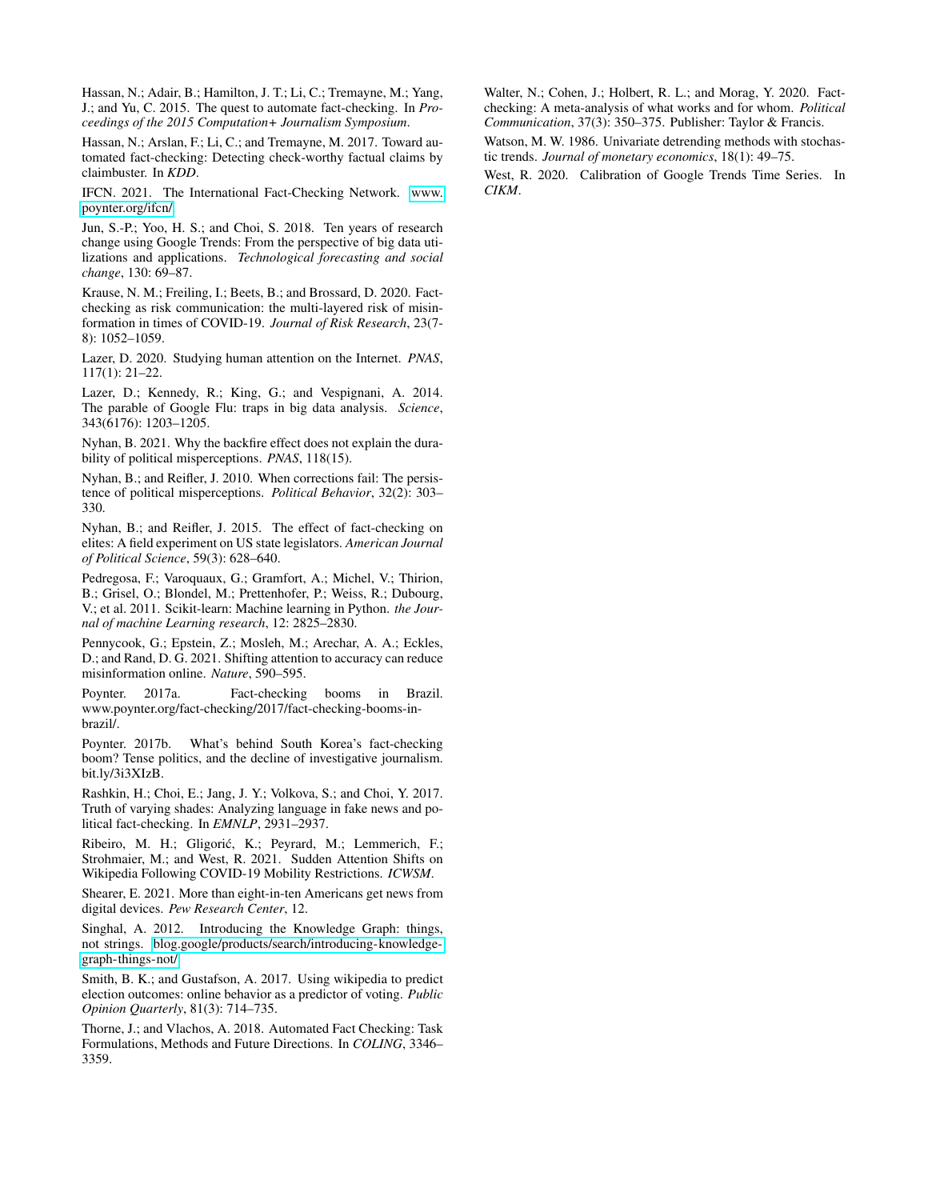Hassan, N.; Adair, B.; Hamilton, J. T.; Li, C.; Tremayne, M.; Yang, J.; and Yu, C. 2015. The quest to automate fact-checking. In *Proceedings of the 2015 Computation+ Journalism Symposium*.

Hassan, N.; Arslan, F.; Li, C.; and Tremayne, M. 2017. Toward automated fact-checking: Detecting check-worthy factual claims by claimbuster. In *KDD*.

IFCN. 2021. The International Fact-Checking Network. www.poynter.org/ifcn/

Jun, S.-P.; Yoo, H. S.; and Choi, S. 2018. Ten years of research change using Google Trends: From the perspective of big data utilizations and applications. *Technological forecasting and social change*, 130: 69–87.

Krause, N. M.; Freiling, I.; Beets, B.; and Brossard, D. 2020. Fact-checking as risk communication: the multi-layered risk of misinformation in times of COVID-19. *Journal of Risk Research*, 23(7-8): 1052–1059.

Lazer, D. 2020. Studying human attention on the Internet. *PNAS*, 117(1): 21–22.

Lazer, D.; Kennedy, R.; King, G.; and Vespignani, A. 2014. The parable of Google Flu: traps in big data analysis. *Science*, 343(6176): 1203–1205.

Nyhan, B. 2021. Why the backfire effect does not explain the durability of political misperceptions. *PNAS*, 118(15).

Nyhan, B.; and Reifler, J. 2010. When corrections fail: The persistence of political misperceptions. *Political Behavior*, 32(2): 303–330.

Nyhan, B.; and Reifler, J. 2015. The effect of fact-checking on elites: A field experiment on US state legislators. *American Journal of Political Science*, 59(3): 628–640.

Pedregosa, F.; Varoquaux, G.; Gramfort, A.; Michel, V.; Thirion, B.; Grisel, O.; Blondel, M.; Prettenhofer, P.; Weiss, R.; Dubourg, V.; et al. 2011. Scikit-learn: Machine learning in Python. *the Journal of machine Learning research*, 12: 2825–2830.

Pennycook, G.; Epstein, Z.; Mosleh, M.; Arechar, A. A.; Eckles, D.; and Rand, D. G. 2021. Shifting attention to accuracy can reduce misinformation online. *Nature*, 590–595.

Poynter. 2017a. Fact-checking booms in Brazil. www.poynter.org/fact-checking/2017/fact-checking-booms-in-brazil/.

Poynter. 2017b. What's behind South Korea's fact-checking boom? Tense politics, and the decline of investigative journalism. bit.ly/3i3XIzB.

Rashkin, H.; Choi, E.; Jang, J. Y.; Volkova, S.; and Choi, Y. 2017. Truth of varying shades: Analyzing language in fake news and political fact-checking. In *EMNLP*, 2931–2937.

Ribeiro, M. H.; Gligorić, K.; Peyrard, M.; Lemmerich, F.; Strohmaier, M.; and West, R. 2021. Sudden Attention Shifts on Wikipedia Following COVID-19 Mobility Restrictions. *ICWSM*.

Shearer, E. 2021. More than eight-in-ten Americans get news from digital devices. *Pew Research Center*, 12.

Singhal, A. 2012. Introducing the Knowledge Graph: things, not strings. blog.google/products/search/introducing-knowledge-graph-things-not/

Smith, B. K.; and Gustafson, A. 2017. Using wikipedia to predict election outcomes: online behavior as a predictor of voting. *Public Opinion Quarterly*, 81(3): 714–735.

Thorne, J.; and Vlachos, A. 2018. Automated Fact Checking: Task Formulations, Methods and Future Directions. In *COLING*, 3346–3359.

Walter, N.; Cohen, J.; Holbert, R. L.; and Morag, Y. 2020. Fact-checking: A meta-analysis of what works and for whom. *Political Communication*, 37(3): 350–375. Publisher: Taylor & Francis.

Watson, M. W. 1986. Univariate detrending methods with stochastic trends. *Journal of monetary economics*, 18(1): 49–75.

West, R. 2020. Calibration of Google Trends Time Series. In *CIKM*.